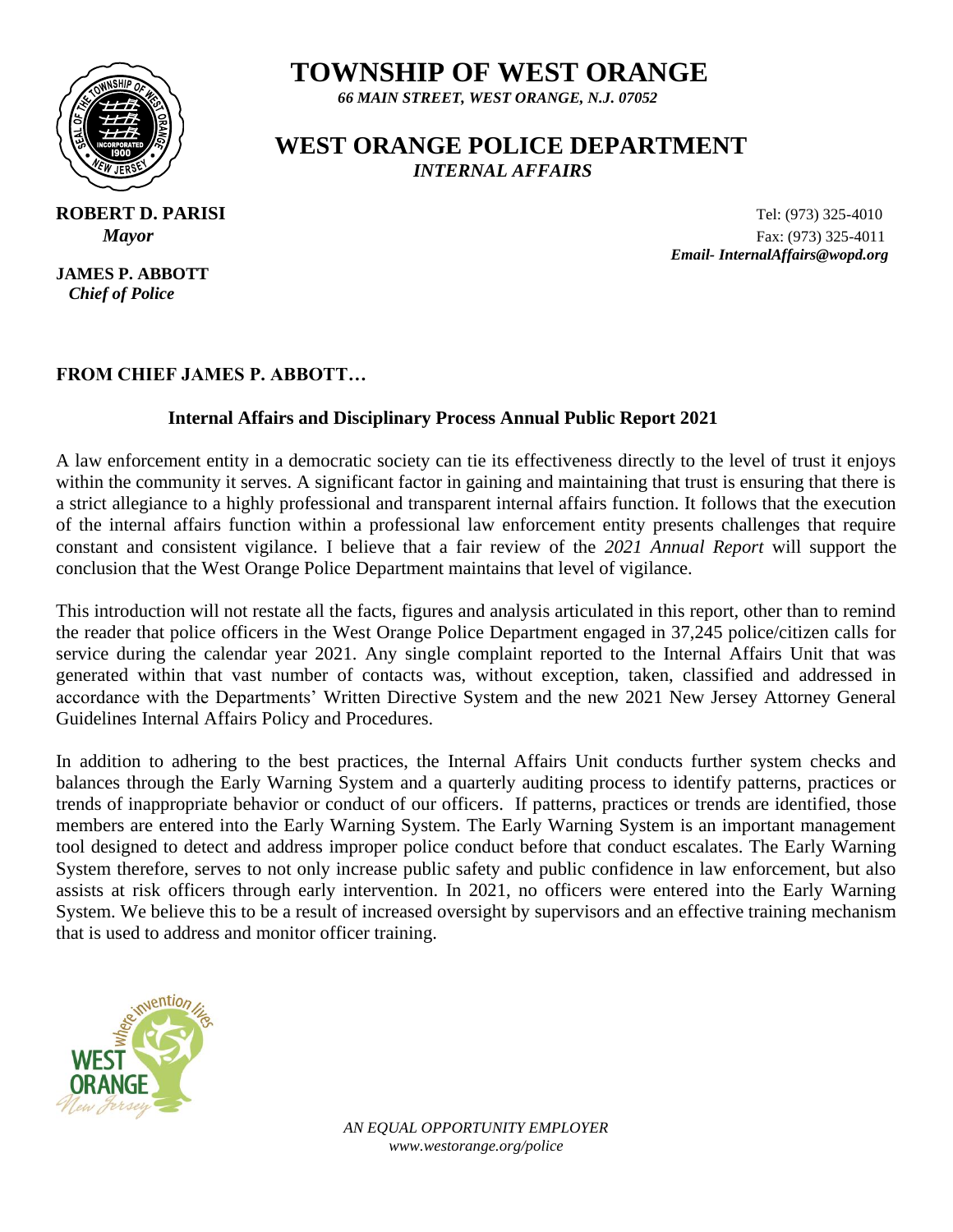# TOWNSHIP OF WEST ORANGE

***66 MAIN STREET, WEST ORANGE, N.J. 07052***

## WEST ORANGE POLICE DEPARTMENT

***INTERNAL AFFAIRS***

**ROBERT D. PARISI**
***Mayor***

**JAMES P. ABBOTT**
***Chief of Police***

Tel: (973) 325-4010
Fax: (973) 325-4011
***Email- InternalAffairs@wopd.org***

**FROM CHIEF JAMES P. ABBOTT…**

**Internal Affairs and Disciplinary Process Annual Public Report 2021**

A law enforcement entity in a democratic society can tie its effectiveness directly to the level of trust it enjoys within the community it serves. A significant factor in gaining and maintaining that trust is ensuring that there is a strict allegiance to a highly professional and transparent internal affairs function. It follows that the execution of the internal affairs function within a professional law enforcement entity presents challenges that require constant and consistent vigilance. I believe that a fair review of the *2021 Annual Report* will support the conclusion that the West Orange Police Department maintains that level of vigilance.

This introduction will not restate all the facts, figures and analysis articulated in this report, other than to remind the reader that police officers in the West Orange Police Department engaged in 37,245 police/citizen calls for service during the calendar year 2021. Any single complaint reported to the Internal Affairs Unit that was generated within that vast number of contacts was, without exception, taken, classified and addressed in accordance with the Departments' Written Directive System and the new 2021 New Jersey Attorney General Guidelines Internal Affairs Policy and Procedures.

In addition to adhering to the best practices, the Internal Affairs Unit conducts further system checks and balances through the Early Warning System and a quarterly auditing process to identify patterns, practices or trends of inappropriate behavior or conduct of our officers. If patterns, practices or trends are identified, those members are entered into the Early Warning System. The Early Warning System is an important management tool designed to detect and address improper police conduct before that conduct escalates. The Early Warning System therefore, serves to not only increase public safety and public confidence in law enforcement, but also assists at risk officers through early intervention. In 2021, no officers were entered into the Early Warning System. We believe this to be a result of increased oversight by supervisors and an effective training mechanism that is used to address and monitor officer training.

*AN EQUAL OPPORTUNITY EMPLOYER*
*www.westorange.org/police*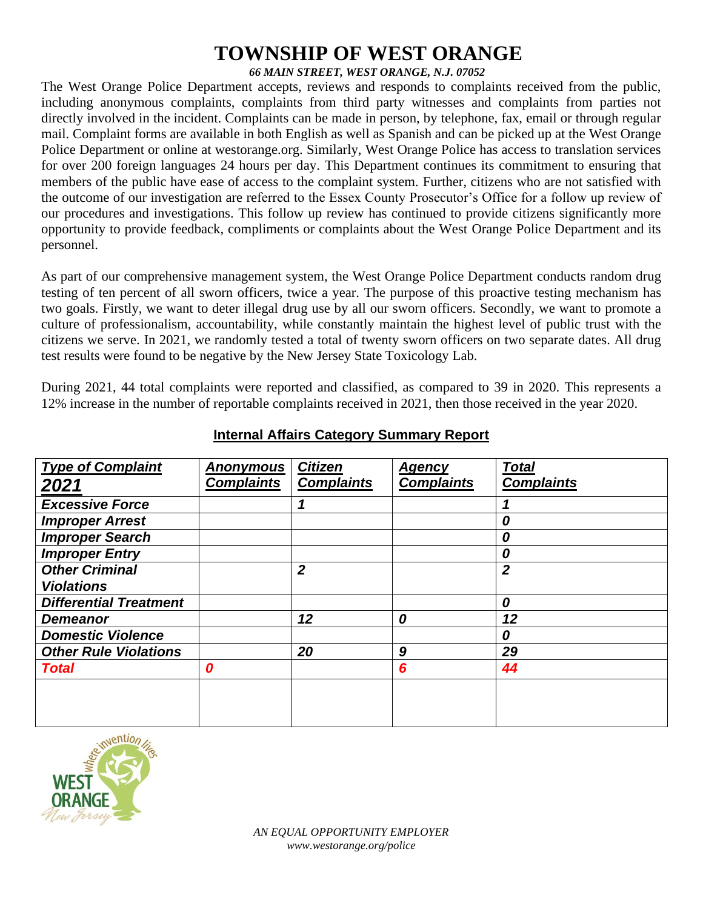# TOWNSHIP OF WEST ORANGE

***66 MAIN STREET, WEST ORANGE, N.J. 07052***

The West Orange Police Department accepts, reviews and responds to complaints received from the public, including anonymous complaints, complaints from third party witnesses and complaints from parties not directly involved in the incident. Complaints can be made in person, by telephone, fax, email or through regular mail. Complaint forms are available in both English as well as Spanish and can be picked up at the West Orange Police Department or online at westorange.org. Similarly, West Orange Police has access to translation services for over 200 foreign languages 24 hours per day. This Department continues its commitment to ensuring that members of the public have ease of access to the complaint system. Further, citizens who are not satisfied with the outcome of our investigation are referred to the Essex County Prosecutor's Office for a follow up review of our procedures and investigations. This follow up review has continued to provide citizens significantly more opportunity to provide feedback, compliments or complaints about the West Orange Police Department and its personnel.

As part of our comprehensive management system, the West Orange Police Department conducts random drug testing of ten percent of all sworn officers, twice a year. The purpose of this proactive testing mechanism has two goals. Firstly, we want to deter illegal drug use by all our sworn officers. Secondly, we want to promote a culture of professionalism, accountability, while constantly maintain the highest level of public trust with the citizens we serve. In 2021, we randomly tested a total of twenty sworn officers on two separate dates. All drug test results were found to be negative by the New Jersey State Toxicology Lab.

During 2021, 44 total complaints were reported and classified, as compared to 39 in 2020. This represents a 12% increase in the number of reportable complaints received in 2021, then those received in the year 2020.

## Internal Affairs Category Summary Report

| *Type of Complaint 2021* | *Anonymous Complaints* | *Citizen Complaints* | *Agency Complaints* | *Total Complaints* |
|---|---|---|---|---|
| ***Excessive Force*** | | *1* | | *1* |
| ***Improper Arrest*** | | | | *0* |
| ***Improper Search*** | | | | *0* |
| ***Improper Entry*** | | | | *0* |
| ***Other Criminal Violations*** | | *2* | | *2* |
| ***Differential Treatment*** | | | | *0* |
| ***Demeanor*** | | *12* | *0* | *12* |
| ***Domestic Violence*** | | | | *0* |
| ***Other Rule Violations*** | | *20* | *9* | *29* |
| ***Total*** | *0* | | *6* | *44* |
| | | | | |

*AN EQUAL OPPORTUNITY EMPLOYER*
*www.westorange.org/police*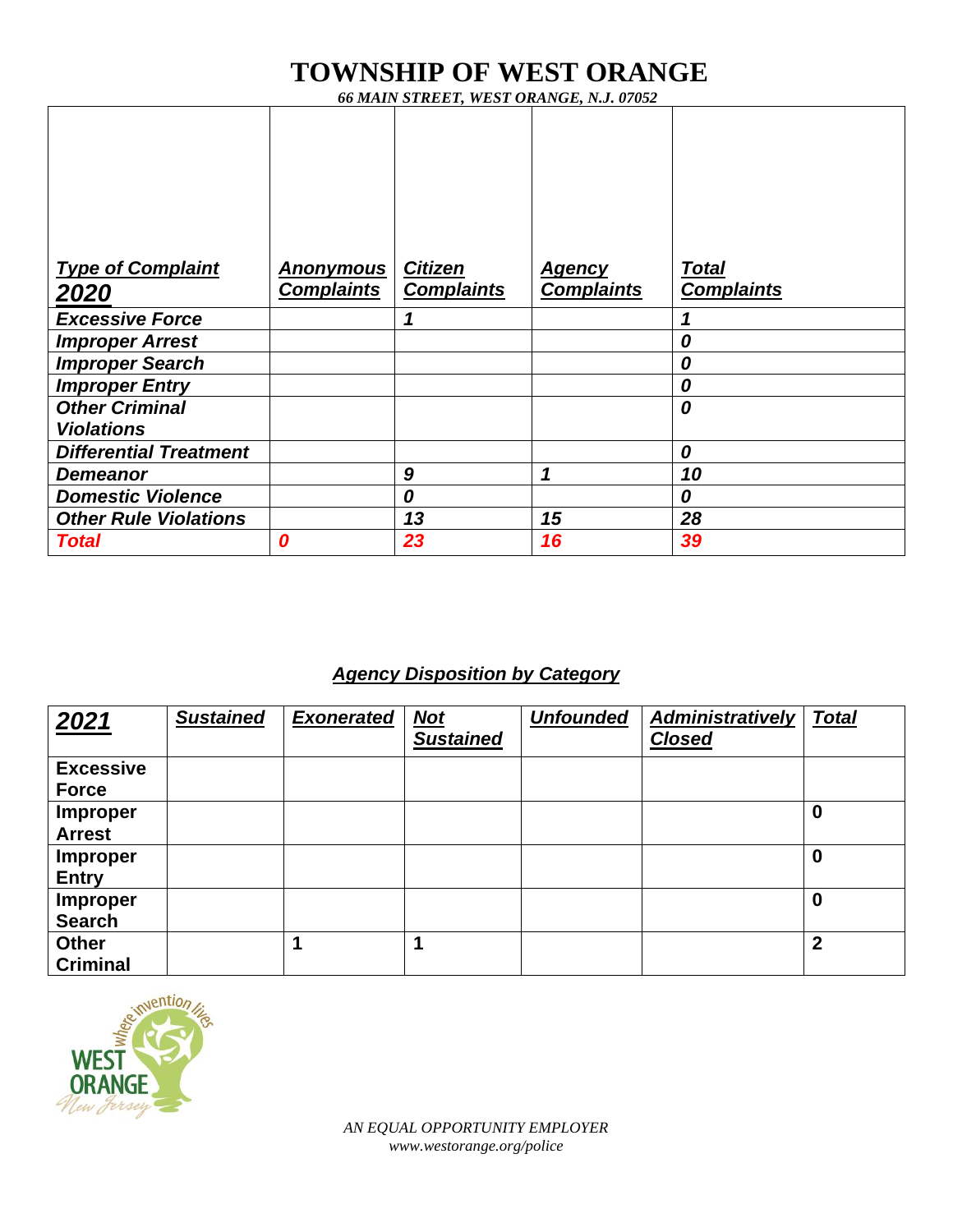# TOWNSHIP OF WEST ORANGE

*66 MAIN STREET, WEST ORANGE, N.J. 07052*

| Type of Complaint 2020 | Anonymous Complaints | Citizen Complaints | Agency Complaints | Total Complaints |
|---|---|---|---|---|
| Excessive Force | | 1 | | 1 |
| Improper Arrest | | | | 0 |
| Improper Search | | | | 0 |
| Improper Entry | | | | 0 |
| Other Criminal Violations | | | | 0 |
| Differential Treatment | | | | 0 |
| Demeanor | | 9 | 1 | 10 |
| Domestic Violence | | 0 | | 0 |
| Other Rule Violations | | 13 | 15 | 28 |
| **Total** | 0 | 23 | 16 | 39 |

## *Agency Disposition by Category*

| 2021 | Sustained | Exonerated | Not Sustained | Unfounded | Administratively Closed | Total |
|---|---|---|---|---|---|---|
| Excessive Force | | | | | | |
| Improper Arrest | | | | | | 0 |
| Improper Entry | | | | | | 0 |
| Improper Search | | | | | | 0 |
| Other Criminal | | 1 | 1 | | | 2 |

*AN EQUAL OPPORTUNITY EMPLOYER*
*www.westorange.org/police*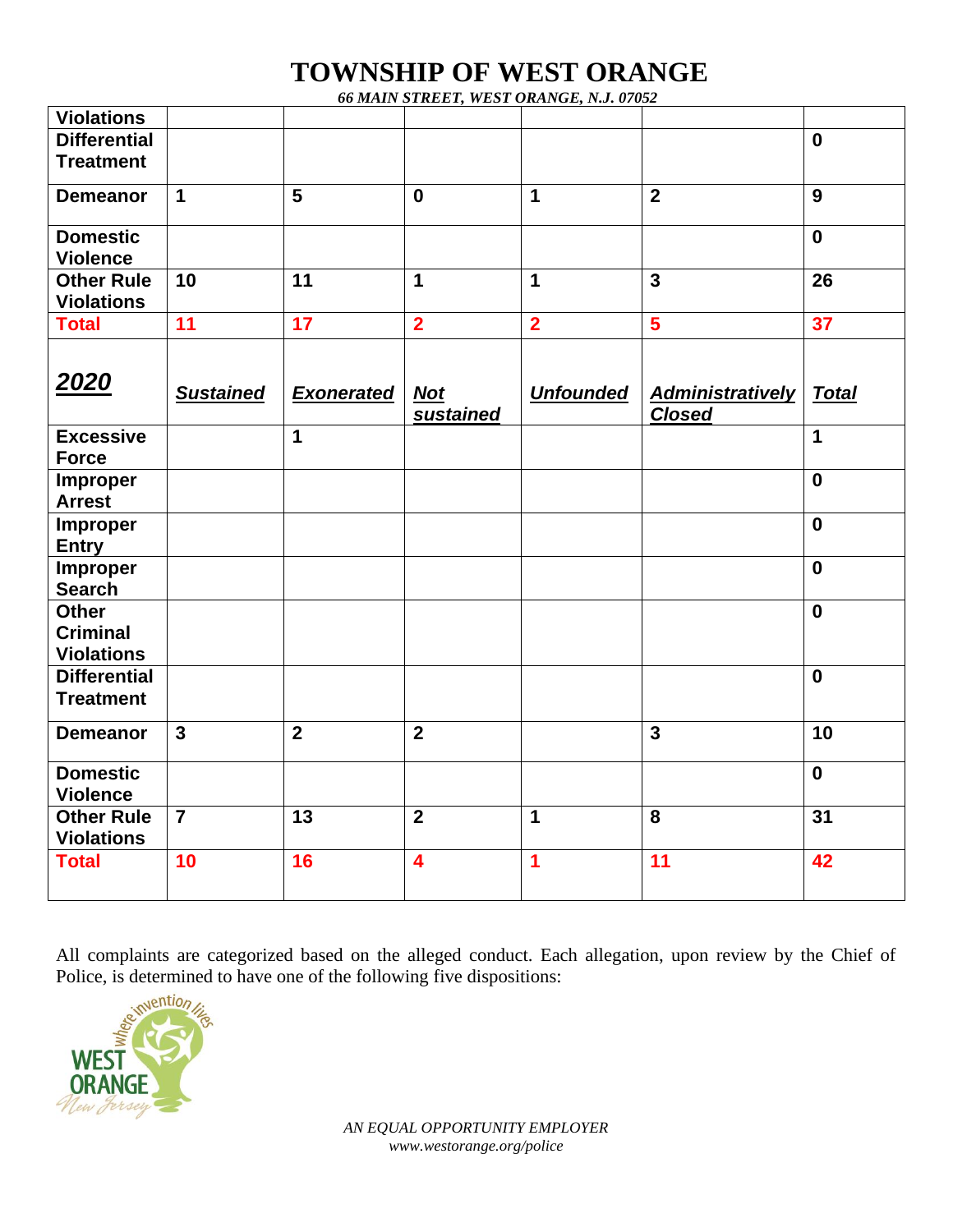# TOWNSHIP OF WEST ORANGE

*66 MAIN STREET, WEST ORANGE, N.J. 07052*

| **Violations** | | | | | | |
|---|---|---|---|---|---|---|
| **Differential Treatment** | | | | | | **0** |
| **Demeanor** | **1** | **5** | **0** | **1** | **2** | **9** |
| **Domestic Violence** | | | | | | **0** |
| **Other Rule Violations** | **10** | **11** | **1** | **1** | **3** | **26** |
| **Total** | **11** | **17** | **2** | **2** | **5** | **37** |

| ***2020*** | ***Sustained*** | ***Exonerated*** | ***Not sustained*** | ***Unfounded*** | ***Administratively Closed*** | ***Total*** |
|---|---|---|---|---|---|---|
| **Excessive Force** | | **1** | | | | **1** |
| **Improper Arrest** | | | | | | **0** |
| **Improper Entry** | | | | | | **0** |
| **Improper Search** | | | | | | **0** |
| **Other Criminal Violations** | | | | | | **0** |
| **Differential Treatment** | | | | | | **0** |
| **Demeanor** | **3** | **2** | **2** | | **3** | **10** |
| **Domestic Violence** | | | | | | **0** |
| **Other Rule Violations** | **7** | **13** | **2** | **1** | **8** | **31** |
| **Total** | **10** | **16** | **4** | **1** | **11** | **42** |

All complaints are categorized based on the alleged conduct. Each allegation, upon review by the Chief of Police, is determined to have one of the following five dispositions:

*AN EQUAL OPPORTUNITY EMPLOYER*
*www.westorange.org/police*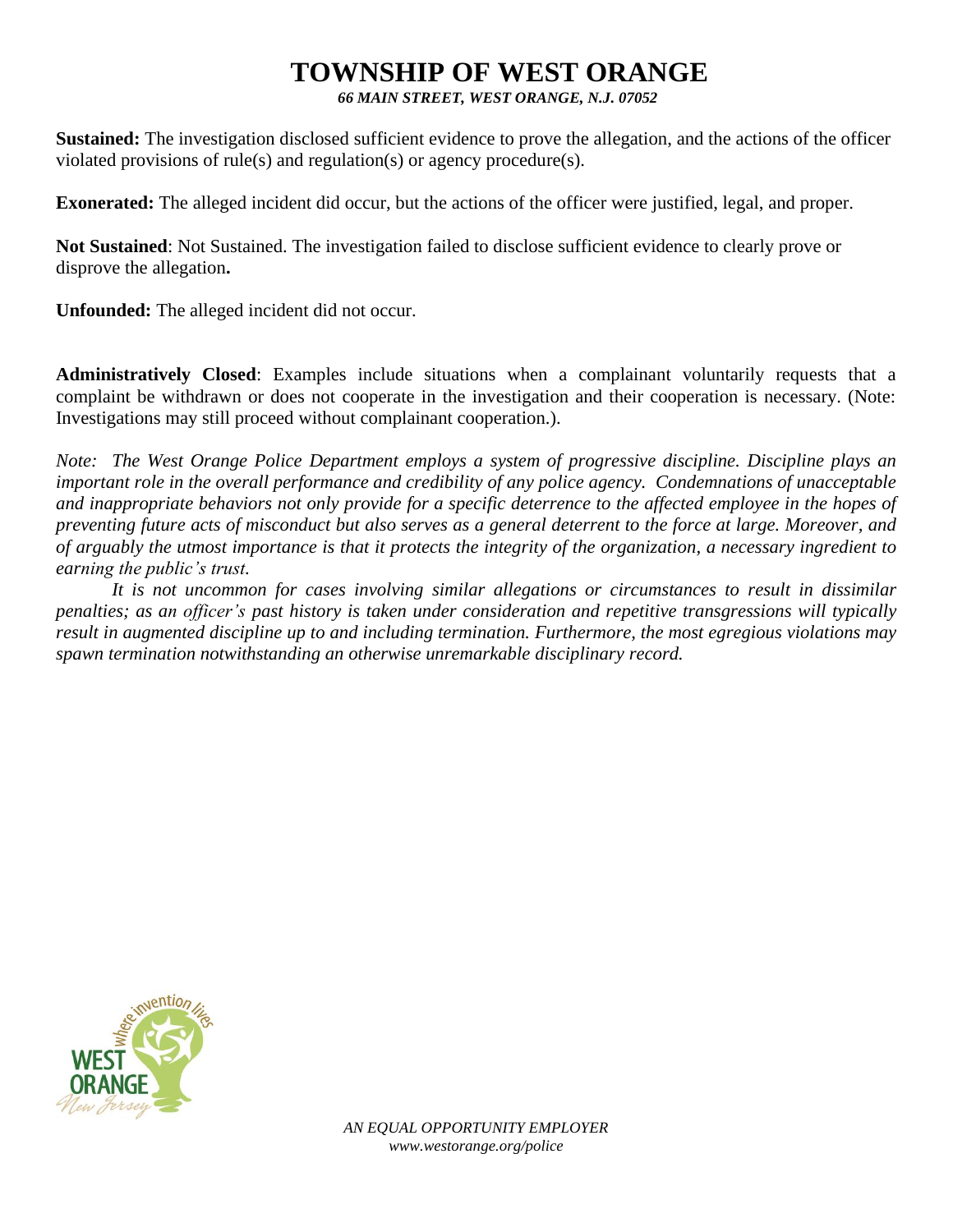# TOWNSHIP OF WEST ORANGE

***66 MAIN STREET, WEST ORANGE, N.J. 07052***

**Sustained:** The investigation disclosed sufficient evidence to prove the allegation, and the actions of the officer violated provisions of rule(s) and regulation(s) or agency procedure(s).

**Exonerated:** The alleged incident did occur, but the actions of the officer were justified, legal, and proper.

**Not Sustained**: Not Sustained. The investigation failed to disclose sufficient evidence to clearly prove or disprove the allegation**.**

**Unfounded:** The alleged incident did not occur.

**Administratively Closed**: Examples include situations when a complainant voluntarily requests that a complaint be withdrawn or does not cooperate in the investigation and their cooperation is necessary. (Note: Investigations may still proceed without complainant cooperation.).

*Note: The West Orange Police Department employs a system of progressive discipline. Discipline plays an important role in the overall performance and credibility of any police agency. Condemnations of unacceptable and inappropriate behaviors not only provide for a specific deterrence to the affected employee in the hopes of preventing future acts of misconduct but also serves as a general deterrent to the force at large. Moreover, and of arguably the utmost importance is that it protects the integrity of the organization, a necessary ingredient to earning the public's trust.*

*It is not uncommon for cases involving similar allegations or circumstances to result in dissimilar penalties; as an officer's past history is taken under consideration and repetitive transgressions will typically result in augmented discipline up to and including termination. Furthermore, the most egregious violations may spawn termination notwithstanding an otherwise unremarkable disciplinary record.*

*AN EQUAL OPPORTUNITY EMPLOYER*
*www.westorange.org/police*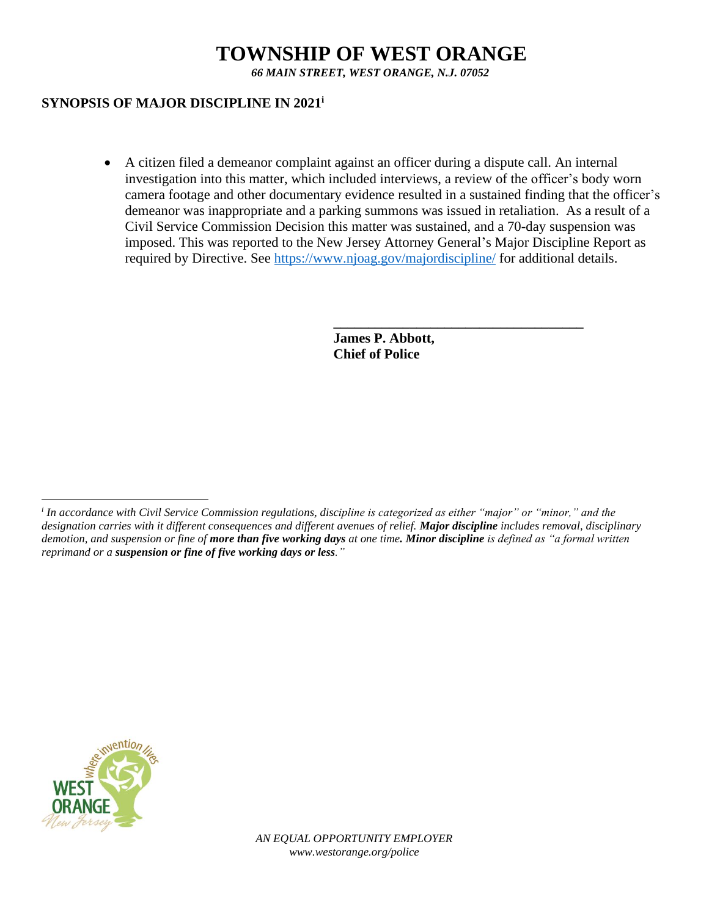# TOWNSHIP OF WEST ORANGE

*66 MAIN STREET, WEST ORANGE, N.J. 07052*

## SYNOPSIS OF MAJOR DISCIPLINE IN 2021[i]

- A citizen filed a demeanor complaint against an officer during a dispute call. An internal investigation into this matter, which included interviews, a review of the officer's body worn camera footage and other documentary evidence resulted in a sustained finding that the officer's demeanor was inappropriate and a parking summons was issued in retaliation. As a result of a Civil Service Commission Decision this matter was sustained, and a 70-day suspension was imposed. This was reported to the New Jersey Attorney General's Major Discipline Report as required by Directive. See https://www.njoag.gov/majordiscipline/ for additional details.

**James P. Abbott,**
**Chief of Police**

[i] *In accordance with Civil Service Commission regulations, discipline is categorized as either "major" or "minor," and the designation carries with it different consequences and different avenues of relief.* ***Major discipline*** *includes removal, disciplinary demotion, and suspension or fine of* ***more than five working days*** *at one time.* ***Minor discipline*** *is defined as "a formal written reprimand or a* ***suspension or fine of five working days or less****."*

*AN EQUAL OPPORTUNITY EMPLOYER*
*www.westorange.org/police*